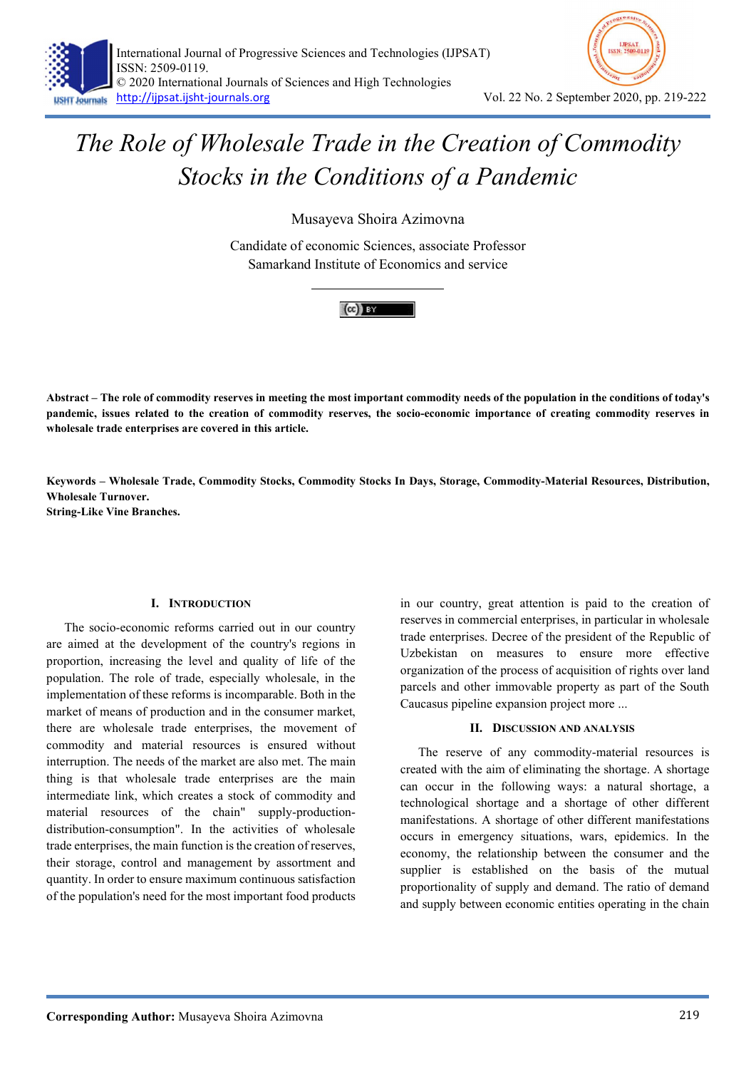# The Role of Wholesale Trade in the Creation of Commodity Stocks in the Conditions of a Pandemic

Musayeva Shoira Azimovna

Candidate of economic Sciences, associate Professor
Samarkand Institute of Economics and service

**Abstract – The role of commodity reserves in meeting the most important commodity needs of the population in the conditions of today's pandemic, issues related to the creation of commodity reserves, the socio-economic importance of creating commodity reserves in wholesale trade enterprises are covered in this article.**

**Keywords – Wholesale Trade, Commodity Stocks, Commodity Stocks In Days, Storage, Commodity-Material Resources, Distribution, Wholesale Turnover.**
**String-Like Vine Branches.**

## I. Introduction

The socio-economic reforms carried out in our country are aimed at the development of the country's regions in proportion, increasing the level and quality of life of the population. The role of trade, especially wholesale, in the implementation of these reforms is incomparable. Both in the market of means of production and in the consumer market, there are wholesale trade enterprises, the movement of commodity and material resources is ensured without interruption. The needs of the market are also met. The main thing is that wholesale trade enterprises are the main intermediate link, which creates a stock of commodity and material resources of the chain" supply-production-distribution-consumption". In the activities of wholesale trade enterprises, the main function is the creation of reserves, their storage, control and management by assortment and quantity. In order to ensure maximum continuous satisfaction of the population's need for the most important food products in our country, great attention is paid to the creation of reserves in commercial enterprises, in particular in wholesale trade enterprises. Decree of the president of the Republic of Uzbekistan on measures to ensure more effective organization of the process of acquisition of rights over land parcels and other immovable property as part of the South Caucasus pipeline expansion project more ...

## II. Discussion and Analysis

The reserve of any commodity-material resources is created with the aim of eliminating the shortage. A shortage can occur in the following ways: a natural shortage, a technological shortage and a shortage of other different manifestations. A shortage of other different manifestations occurs in emergency situations, wars, epidemics. In the economy, the relationship between the consumer and the supplier is established on the basis of the mutual proportionality of supply and demand. The ratio of demand and supply between economic entities operating in the chain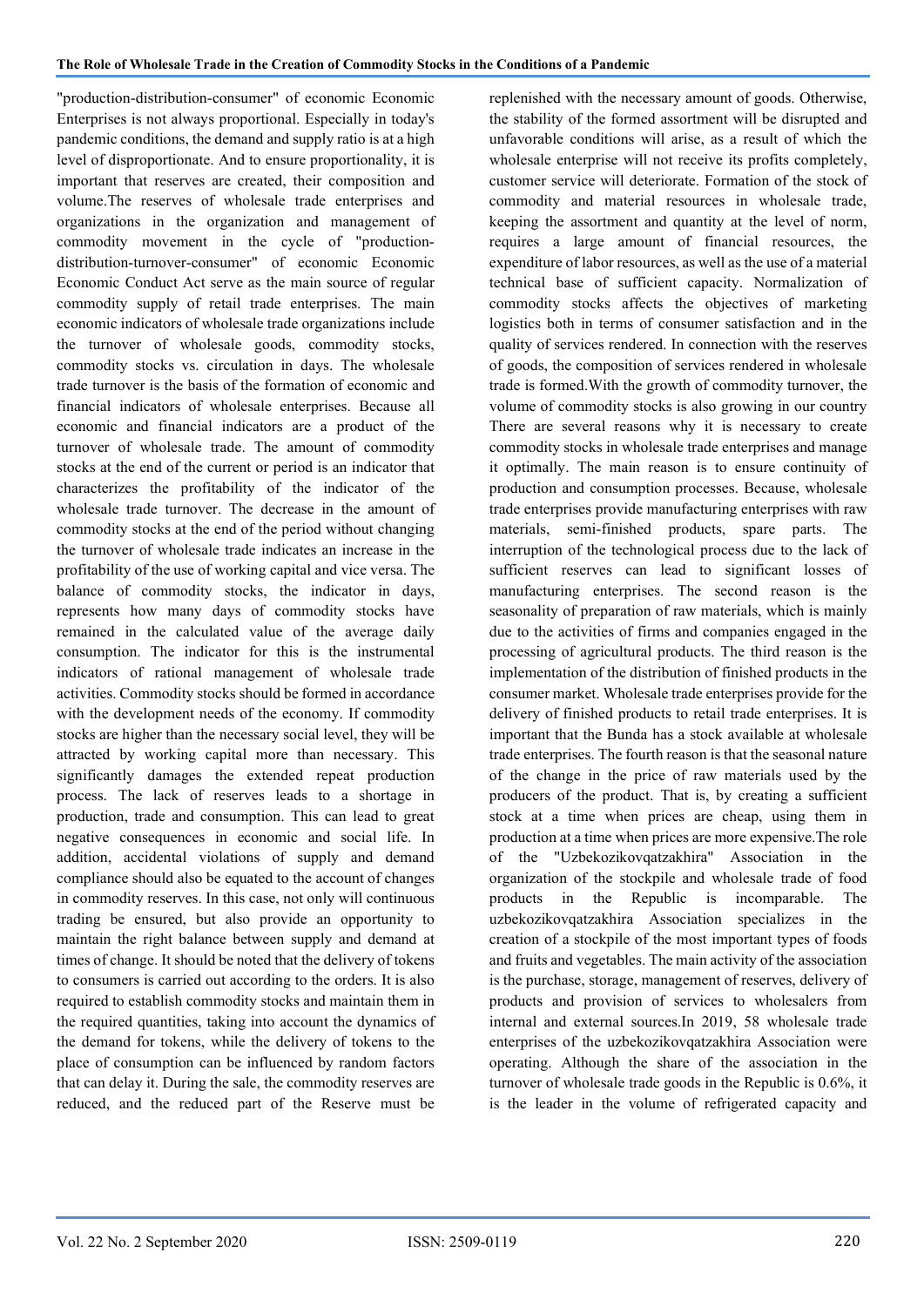"production-distribution-consumer" of economic Economic Enterprises is not always proportional. Especially in today's pandemic conditions, the demand and supply ratio is at a high level of disproportionate. And to ensure proportionality, it is important that reserves are created, their composition and volume.The reserves of wholesale trade enterprises and organizations in the organization and management of commodity movement in the cycle of "production-distribution-turnover-consumer" of economic Economic Economic Conduct Act serve as the main source of regular commodity supply of retail trade enterprises. The main economic indicators of wholesale trade organizations include the turnover of wholesale goods, commodity stocks, commodity stocks vs. circulation in days. The wholesale trade turnover is the basis of the formation of economic and financial indicators of wholesale enterprises. Because all economic and financial indicators are a product of the turnover of wholesale trade. The amount of commodity stocks at the end of the current or period is an indicator that characterizes the profitability of the indicator of the wholesale trade turnover. The decrease in the amount of commodity stocks at the end of the period without changing the turnover of wholesale trade indicates an increase in the profitability of the use of working capital and vice versa. The balance of commodity stocks, the indicator in days, represents how many days of commodity stocks have remained in the calculated value of the average daily consumption. The indicator for this is the instrumental indicators of rational management of wholesale trade activities. Commodity stocks should be formed in accordance with the development needs of the economy. If commodity stocks are higher than the necessary social level, they will be attracted by working capital more than necessary. This significantly damages the extended repeat production process. The lack of reserves leads to a shortage in production, trade and consumption. This can lead to great negative consequences in economic and social life. In addition, accidental violations of supply and demand compliance should also be equated to the account of changes in commodity reserves. In this case, not only will continuous trading be ensured, but also provide an opportunity to maintain the right balance between supply and demand at times of change. It should be noted that the delivery of tokens to consumers is carried out according to the orders. It is also required to establish commodity stocks and maintain them in the required quantities, taking into account the dynamics of the demand for tokens, while the delivery of tokens to the place of consumption can be influenced by random factors that can delay it. During the sale, the commodity reserves are reduced, and the reduced part of the Reserve must be replenished with the necessary amount of goods. Otherwise, the stability of the formed assortment will be disrupted and unfavorable conditions will arise, as a result of which the wholesale enterprise will not receive its profits completely, customer service will deteriorate. Formation of the stock of commodity and material resources in wholesale trade, keeping the assortment and quantity at the level of norm, requires a large amount of financial resources, the expenditure of labor resources, as well as the use of a material technical base of sufficient capacity. Normalization of commodity stocks affects the objectives of marketing logistics both in terms of consumer satisfaction and in the quality of services rendered. In connection with the reserves of goods, the composition of services rendered in wholesale trade is formed.With the growth of commodity turnover, the volume of commodity stocks is also growing in our country There are several reasons why it is necessary to create commodity stocks in wholesale trade enterprises and manage it optimally. The main reason is to ensure continuity of production and consumption processes. Because, wholesale trade enterprises provide manufacturing enterprises with raw materials, semi-finished products, spare parts. The interruption of the technological process due to the lack of sufficient reserves can lead to significant losses of manufacturing enterprises. The second reason is the seasonality of preparation of raw materials, which is mainly due to the activities of firms and companies engaged in the processing of agricultural products. The third reason is the implementation of the distribution of finished products in the consumer market. Wholesale trade enterprises provide for the delivery of finished products to retail trade enterprises. It is important that the Bunda has a stock available at wholesale trade enterprises. The fourth reason is that the seasonal nature of the change in the price of raw materials used by the producers of the product. That is, by creating a sufficient stock at a time when prices are cheap, using them in production at a time when prices are more expensive.The role of the "Uzbekozikovqatzakhira" Association in the organization of the stockpile and wholesale trade of food products in the Republic is incomparable. The uzbekozikovqatzakhira Association specializes in the creation of a stockpile of the most important types of foods and fruits and vegetables. The main activity of the association is the purchase, storage, management of reserves, delivery of products and provision of services to wholesalers from internal and external sources.In 2019, 58 wholesale trade enterprises of the uzbekozikovqatzakhira Association were operating. Although the share of the association in the turnover of wholesale trade goods in the Republic is 0.6%, it is the leader in the volume of refrigerated capacity and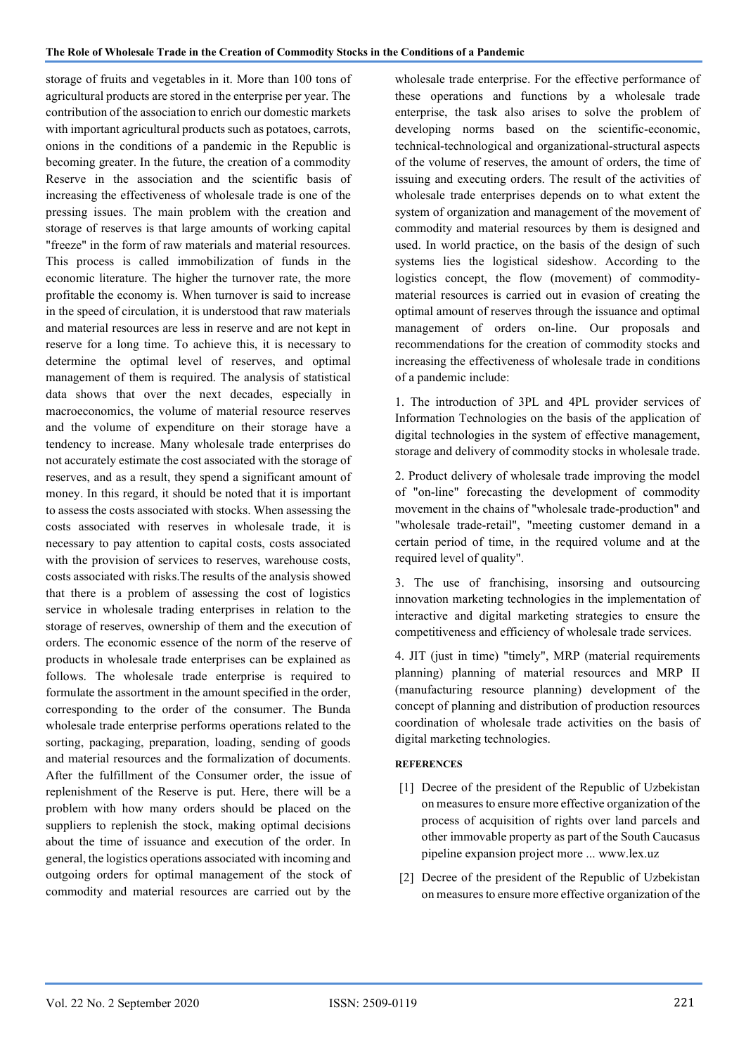storage of fruits and vegetables in it. More than 100 tons of agricultural products are stored in the enterprise per year. The contribution of the association to enrich our domestic markets with important agricultural products such as potatoes, carrots, onions in the conditions of a pandemic in the Republic is becoming greater. In the future, the creation of a commodity Reserve in the association and the scientific basis of increasing the effectiveness of wholesale trade is one of the pressing issues. The main problem with the creation and storage of reserves is that large amounts of working capital "freeze" in the form of raw materials and material resources. This process is called immobilization of funds in the economic literature. The higher the turnover rate, the more profitable the economy is. When turnover is said to increase in the speed of circulation, it is understood that raw materials and material resources are less in reserve and are not kept in reserve for a long time. To achieve this, it is necessary to determine the optimal level of reserves, and optimal management of them is required. The analysis of statistical data shows that over the next decades, especially in macroeconomics, the volume of material resource reserves and the volume of expenditure on their storage have a tendency to increase. Many wholesale trade enterprises do not accurately estimate the cost associated with the storage of reserves, and as a result, they spend a significant amount of money. In this regard, it should be noted that it is important to assess the costs associated with stocks. When assessing the costs associated with reserves in wholesale trade, it is necessary to pay attention to capital costs, costs associated with the provision of services to reserves, warehouse costs, costs associated with risks.The results of the analysis showed that there is a problem of assessing the cost of logistics service in wholesale trading enterprises in relation to the storage of reserves, ownership of them and the execution of orders. The economic essence of the norm of the reserve of products in wholesale trade enterprises can be explained as follows. The wholesale trade enterprise is required to formulate the assortment in the amount specified in the order, corresponding to the order of the consumer. The Bunda wholesale trade enterprise performs operations related to the sorting, packaging, preparation, loading, sending of goods and material resources and the formalization of documents. After the fulfillment of the Consumer order, the issue of replenishment of the Reserve is put. Here, there will be a problem with how many orders should be placed on the suppliers to replenish the stock, making optimal decisions about the time of issuance and execution of the order. In general, the logistics operations associated with incoming and outgoing orders for optimal management of the stock of commodity and material resources are carried out by the wholesale trade enterprise. For the effective performance of these operations and functions by a wholesale trade enterprise, the task also arises to solve the problem of developing norms based on the scientific-economic, technical-technological and organizational-structural aspects of the volume of reserves, the amount of orders, the time of issuing and executing orders. The result of the activities of wholesale trade enterprises depends on to what extent the system of organization and management of the movement of commodity and material resources by them is designed and used. In world practice, on the basis of the design of such systems lies the logistical sideshow. According to the logistics concept, the flow (movement) of commodity-material resources is carried out in evasion of creating the optimal amount of reserves through the issuance and optimal management of orders on-line. Our proposals and recommendations for the creation of commodity stocks and increasing the effectiveness of wholesale trade in conditions of a pandemic include:

1. The introduction of 3PL and 4PL provider services of Information Technologies on the basis of the application of digital technologies in the system of effective management, storage and delivery of commodity stocks in wholesale trade.

2. Product delivery of wholesale trade improving the model of "on-line" forecasting the development of commodity movement in the chains of "wholesale trade-production" and "wholesale trade-retail", "meeting customer demand in a certain period of time, in the required volume and at the required level of quality".

3. The use of franchising, insorsing and outsourcing innovation marketing technologies in the implementation of interactive and digital marketing strategies to ensure the competitiveness and efficiency of wholesale trade services.

4. JIT (just in time) "timely", MRP (material requirements planning) planning of material resources and MRP II (manufacturing resource planning) development of the concept of planning and distribution of production resources coordination of wholesale trade activities on the basis of digital marketing technologies.

## REFERENCES

[1] Decree of the president of the Republic of Uzbekistan on measures to ensure more effective organization of the process of acquisition of rights over land parcels and other immovable property as part of the South Caucasus pipeline expansion project more ... www.lex.uz

[2] Decree of the president of the Republic of Uzbekistan on measures to ensure more effective organization of the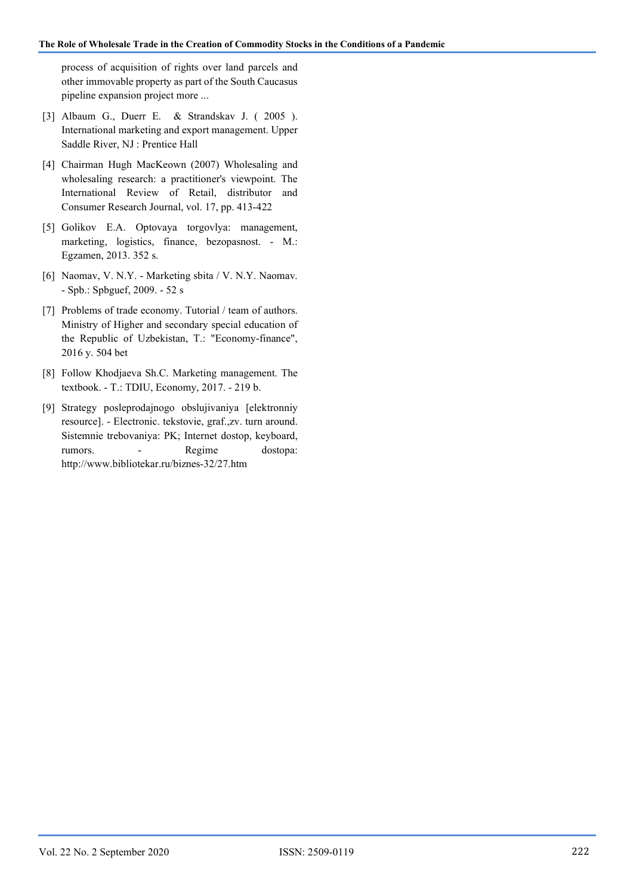process of acquisition of rights over land parcels and other immovable property as part of the South Caucasus pipeline expansion project more ...

[3] Albaum G., Duerr E. & Strandskav J. ( 2005 ). International marketing and export management. Upper Saddle River, NJ : Prentice Hall

[4] Chairman Hugh MacKeown (2007) Wholesaling and wholesaling research: a practitioner's viewpoint. The International Review of Retail, distributor and Consumer Research Journal, vol. 17, pp. 413-422

[5] Golikov E.A. Optovaya torgovlya: management, marketing, logistics, finance, bezopasnost. - M.: Egzamen, 2013. 352 s.

[6] Naomav, V. N.Y. - Marketing sbita / V. N.Y. Naomav. - Spb.: Spbguef, 2009. - 52 s

[7] Problems of trade economy. Tutorial / team of authors. Ministry of Higher and secondary special education of the Republic of Uzbekistan, T.: "Economy-finance", 2016 y. 504 bet

[8] Follow Khodjaeva Sh.C. Marketing management. The textbook. - T.: TDIU, Economy, 2017. - 219 b.

[9] Strategy posleprodajnogo obslujivaniya [elektronniy resource]. - Electronic. tekstovie, graf.,zv. turn around. Sistemnie trebovaniya: PK; Internet dostop, keyboard, rumors. - Regime dostopa: http://www.bibliotekar.ru/biznes-32/27.htm